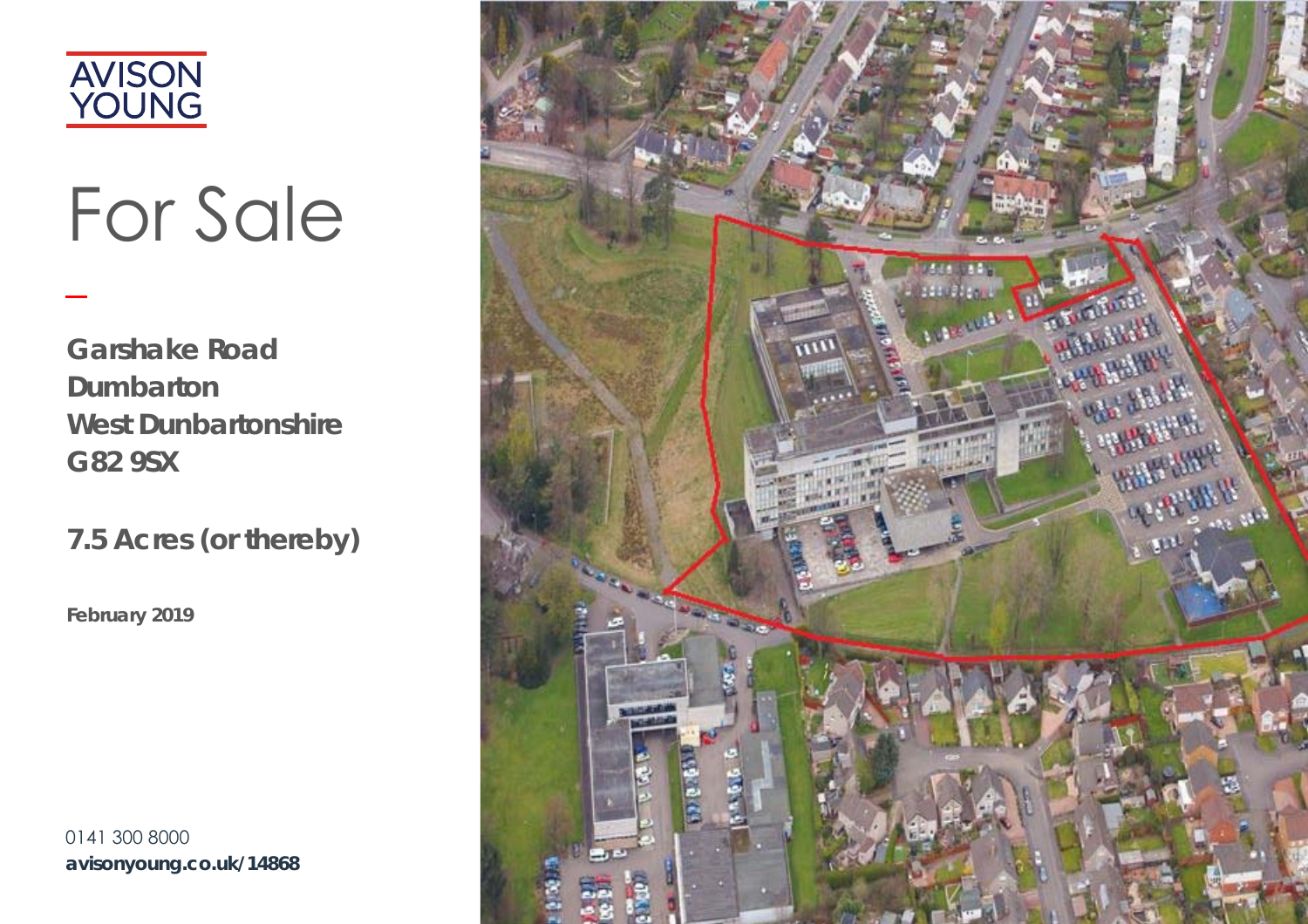AVISON YOUNG

# For Sale

**Garshake Road**
**Dumbarton**
**West Dunbartonshire**
**G82 9SX**

## 7.5 Acres (or thereby)

**February 2019**

0141 300 8000
**avisonyoung.co.uk/14868**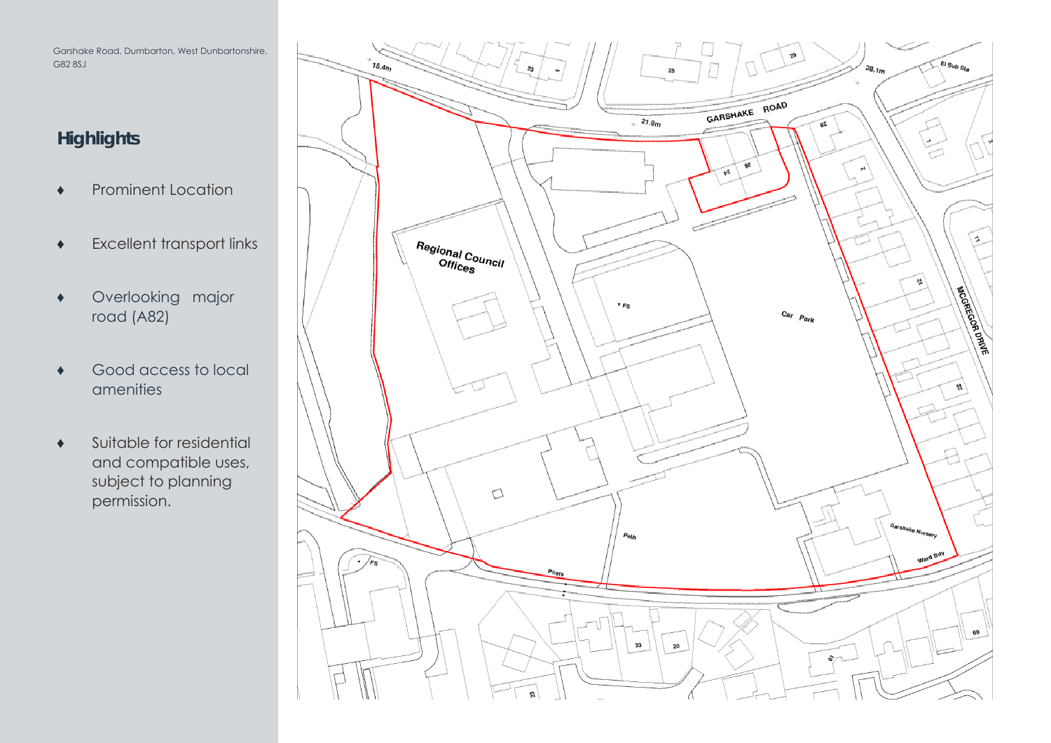Garshake Road, Dumbarton, West Dunbartonshire, G82 8SJ

## Highlights

- Prominent Location
- Excellent transport links
- Overlooking major road (A82)
- Good access to local amenities
- Suitable for residential and compatible uses, subject to planning permission.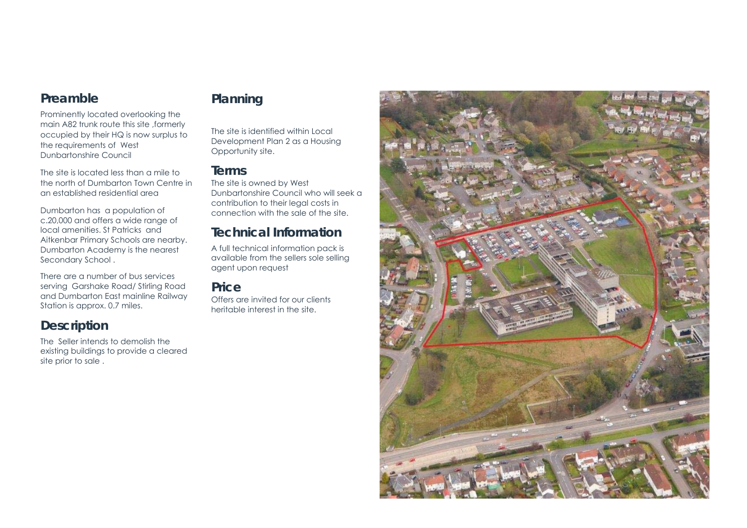## Preamble

Prominently located overlooking the main A82 trunk route this site ,formerly occupied by their HQ is now surplus to the requirements of West Dunbartonshire Council

The site is located less than a mile to the north of Dumbarton Town Centre in an established residential area

Dumbarton has a population of c.20,000 and offers a wide range of local amenities. St Patricks and Aitkenbar Primary Schools are nearby. Dumbarton Academy is the nearest Secondary School .

There are a number of bus services serving Garshake Road/ Stirling Road and Dumbarton East mainline Railway Station is approx. 0.7 miles.

## Description

The Seller intends to demolish the existing buildings to provide a cleared site prior to sale .

## Planning

The site is identified within Local Development Plan 2 as a Housing Opportunity site.

## Terms

The site is owned by West Dunbartonshire Council who will seek a contribution to their legal costs in connection with the sale of the site.

## Technical Information

A full technical information pack is available from the sellers sole selling agent upon request

## Price

Offers are invited for our clients heritable interest in the site.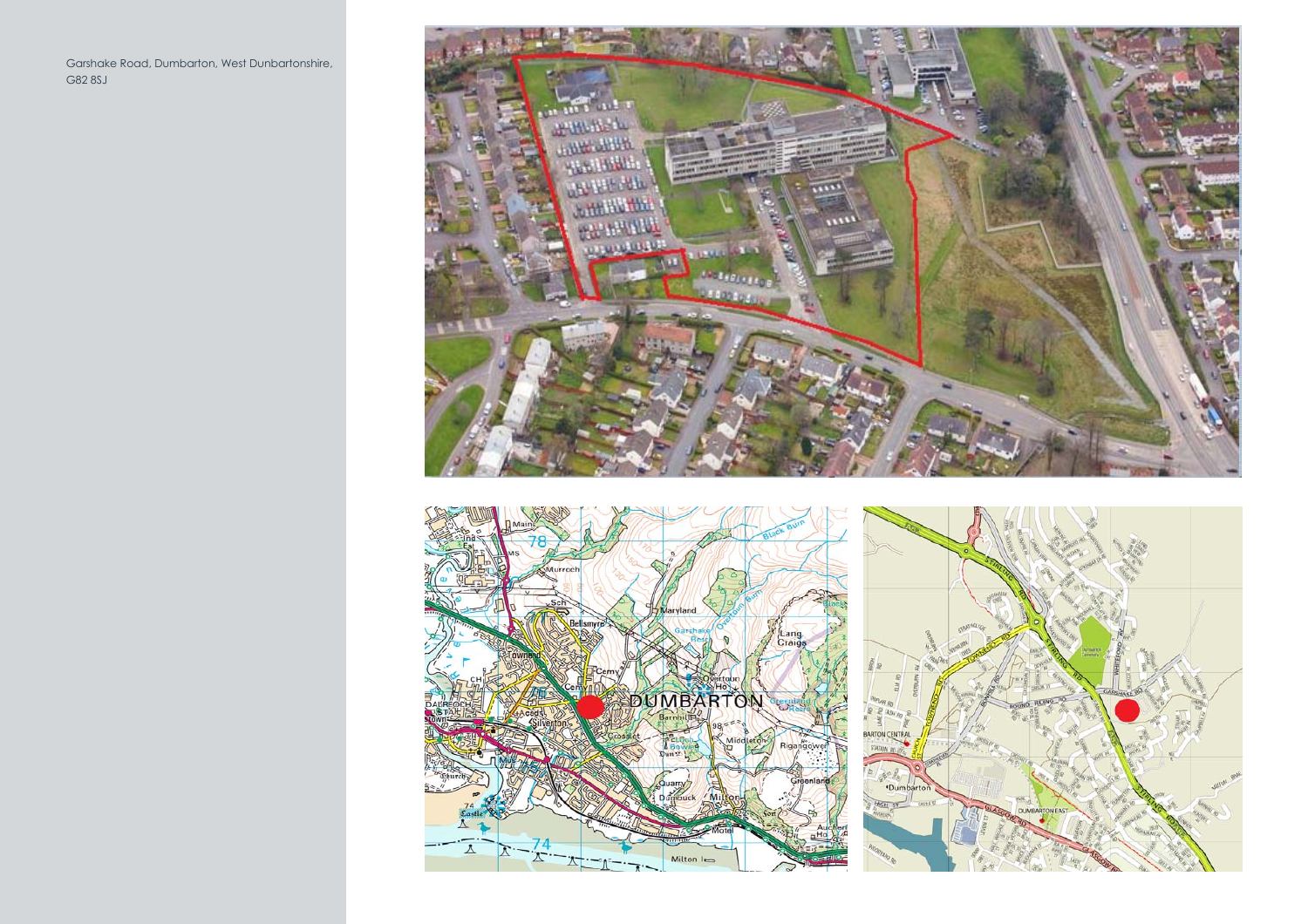Garshake Road, Dumbarton, West Dunbartonshire, G82 8SJ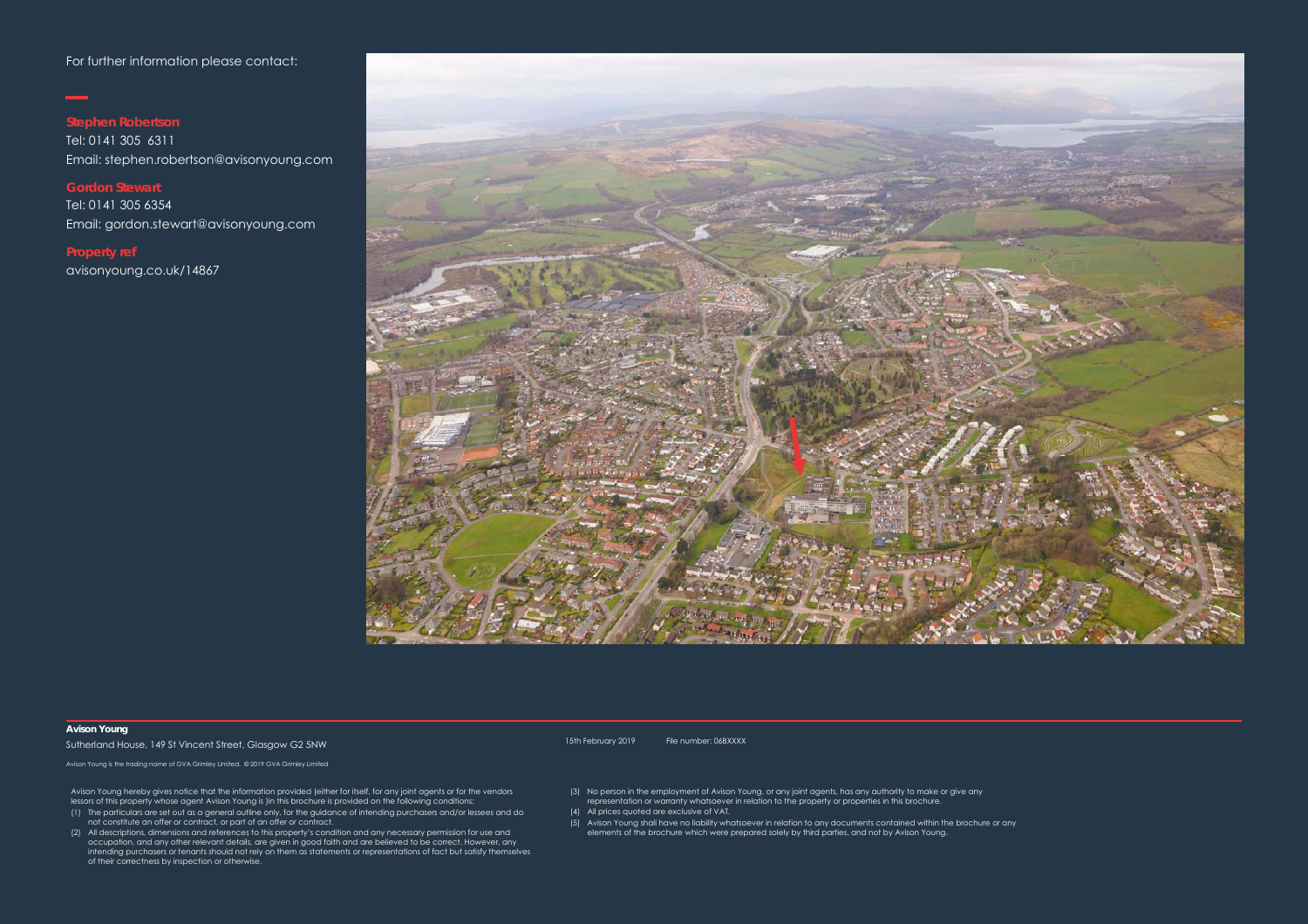For further information please contact:

**Stephen Robertson**
Tel: 0141 305 6311
Email: stephen.robertson@avisonyoung.com

**Gordon Stewart**
Tel: 0141 305 6354
Email: gordon.stewart@avisonyoung.com

**Property ref**
avisonyoung.co.uk/14867

**Avison Young**

Sutherland House, 149 St Vincent Street, Glasgow G2 5NW

Avison Young is the trading name of GVA Grimley Limited. © 2019 GVA Grimley Limited

15th February 2019 File number: 06BXXXX

Avison Young hereby gives notice that the information provided (either for itself, for any joint agents or for the vendors lessors of this property whose agent Avison Young is )in this brochure is provided on the following conditions:

(1) The particulars are set out as a general outline only, for the guidance of intending purchasers and/or lessees and do not constitute an offer or contract, or part of an offer or contract.
(2) All descriptions, dimensions and references to this property's condition and any necessary permission for use and occupation, and any other relevant details, are given in good faith and are believed to be correct. However, any intending purchasers or tenants should not rely on them as statements or representations of fact but satisfy themselves of their correctness by inspection or otherwise.
(3) No person in the employment of Avison Young, or any joint agents, has any authority to make or give any representation or warranty whatsoever in relation to the property or properties in this brochure.
(4) All prices quoted are exclusive of VAT.
(5) Avison Young shall have no liability whatsoever in relation to any documents contained within the brochure or any elements of the brochure which were prepared solely by third parties, and not by Avison Young.